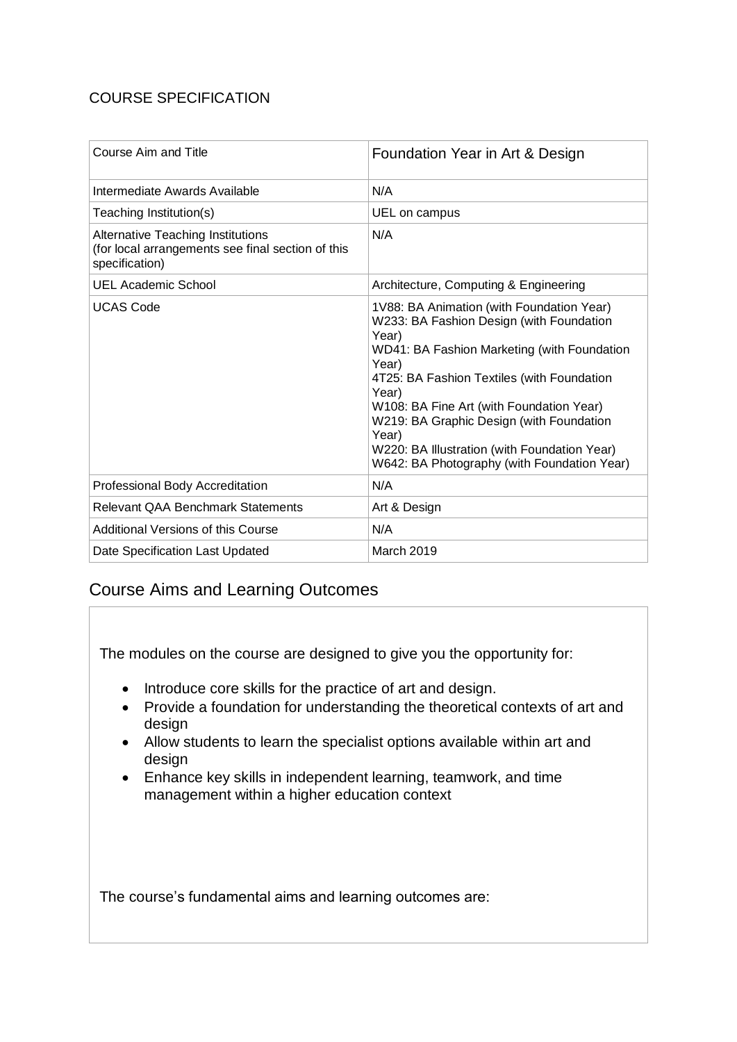COURSE SPECIFICATION

| | |
|---|---|
| Course Aim and Title | Foundation Year in Art & Design |
| Intermediate Awards Available | N/A |
| Teaching Institution(s) | UEL on campus |
| Alternative Teaching Institutions (for local arrangements see final section of this specification) | N/A |
| UEL Academic School | Architecture, Computing & Engineering |
| UCAS Code | 1V88: BA Animation (with Foundation Year)<br>W233: BA Fashion Design (with Foundation Year)<br>WD41: BA Fashion Marketing (with Foundation Year)<br>4T25: BA Fashion Textiles (with Foundation Year)<br>W108: BA Fine Art (with Foundation Year)<br>W219: BA Graphic Design (with Foundation Year)<br>W220: BA Illustration (with Foundation Year)<br>W642: BA Photography (with Foundation Year) |
| Professional Body Accreditation | N/A |
| Relevant QAA Benchmark Statements | Art & Design |
| Additional Versions of this Course | N/A |
| Date Specification Last Updated | March 2019 |

## Course Aims and Learning Outcomes

The modules on the course are designed to give you the opportunity for:

- Introduce core skills for the practice of art and design.
- Provide a foundation for understanding the theoretical contexts of art and design
- Allow students to learn the specialist options available within art and design
- Enhance key skills in independent learning, teamwork, and time management within a higher education context

The course's fundamental aims and learning outcomes are: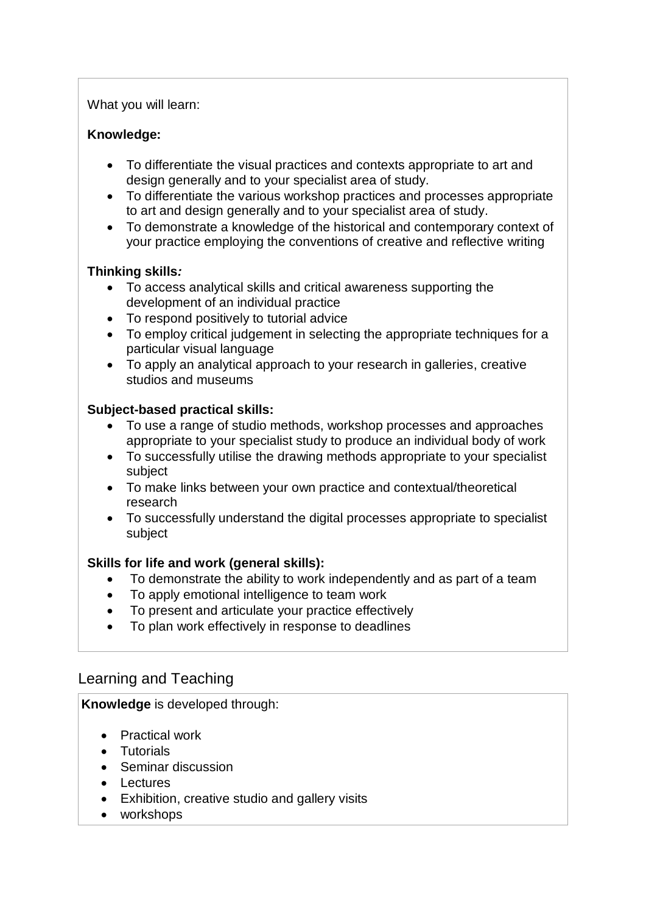What you will learn:

**Knowledge:**

- To differentiate the visual practices and contexts appropriate to art and design generally and to your specialist area of study.
- To differentiate the various workshop practices and processes appropriate to art and design generally and to your specialist area of study.
- To demonstrate a knowledge of the historical and contemporary context of your practice employing the conventions of creative and reflective writing

**Thinking skills*:***

- To access analytical skills and critical awareness supporting the development of an individual practice
- To respond positively to tutorial advice
- To employ critical judgement in selecting the appropriate techniques for a particular visual language
- To apply an analytical approach to your research in galleries, creative studios and museums

**Subject-based practical skills:**

- To use a range of studio methods, workshop processes and approaches appropriate to your specialist study to produce an individual body of work
- To successfully utilise the drawing methods appropriate to your specialist subject
- To make links between your own practice and contextual/theoretical research
- To successfully understand the digital processes appropriate to specialist subject

**Skills for life and work (general skills):**

- To demonstrate the ability to work independently and as part of a team
- To apply emotional intelligence to team work
- To present and articulate your practice effectively
- To plan work effectively in response to deadlines

## Learning and Teaching

**Knowledge** is developed through:

- Practical work
- Tutorials
- Seminar discussion
- Lectures
- Exhibition, creative studio and gallery visits
- workshops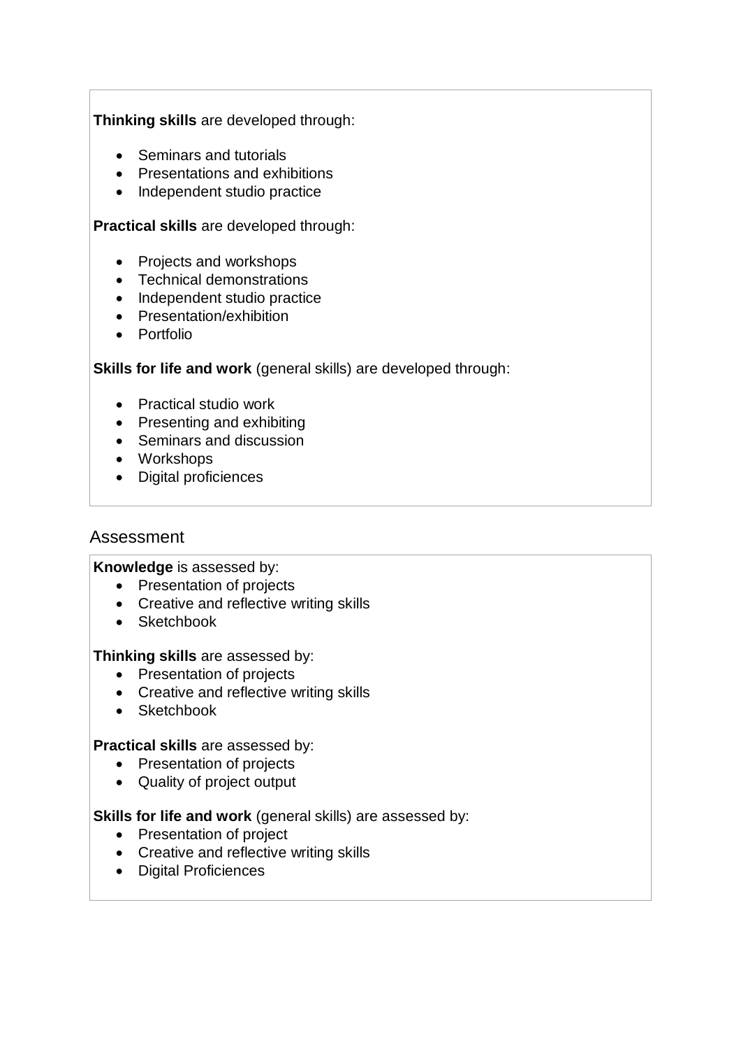**Thinking skills** are developed through:

- Seminars and tutorials
- Presentations and exhibitions
- Independent studio practice

**Practical skills** are developed through:

- Projects and workshops
- Technical demonstrations
- Independent studio practice
- Presentation/exhibition
- Portfolio

**Skills for life and work** (general skills) are developed through:

- Practical studio work
- Presenting and exhibiting
- Seminars and discussion
- Workshops
- Digital proficiences

## Assessment

**Knowledge** is assessed by:

- Presentation of projects
- Creative and reflective writing skills
- Sketchbook

**Thinking skills** are assessed by:

- Presentation of projects
- Creative and reflective writing skills
- Sketchbook

**Practical skills** are assessed by:

- Presentation of projects
- Quality of project output

**Skills for life and work** (general skills) are assessed by:

- Presentation of project
- Creative and reflective writing skills
- Digital Proficiences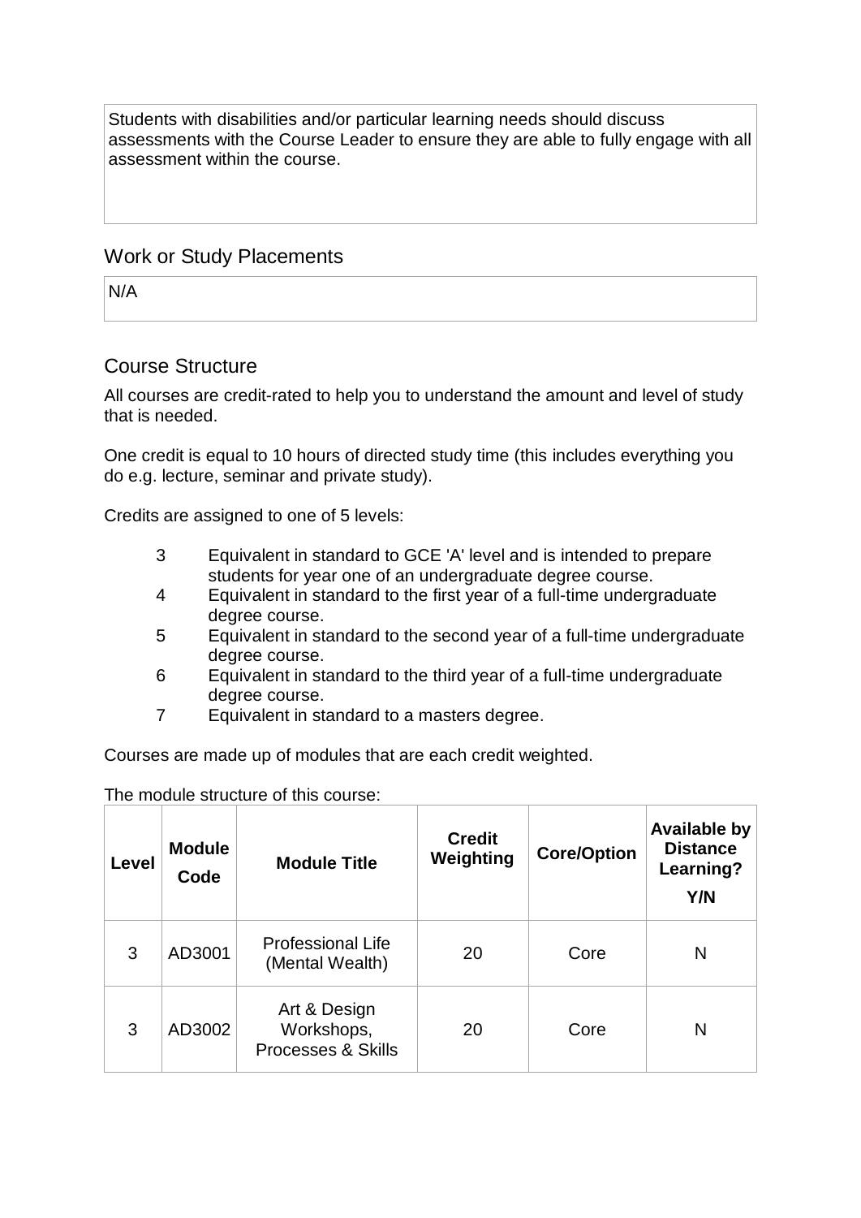Students with disabilities and/or particular learning needs should discuss assessments with the Course Leader to ensure they are able to fully engage with all assessment within the course.

## Work or Study Placements

N/A

## Course Structure

All courses are credit-rated to help you to understand the amount and level of study that is needed.

One credit is equal to 10 hours of directed study time (this includes everything you do e.g. lecture, seminar and private study).

Credits are assigned to one of 5 levels:

- 3 Equivalent in standard to GCE 'A' level and is intended to prepare students for year one of an undergraduate degree course.
- 4 Equivalent in standard to the first year of a full-time undergraduate degree course.
- 5 Equivalent in standard to the second year of a full-time undergraduate degree course.
- 6 Equivalent in standard to the third year of a full-time undergraduate degree course.
- 7 Equivalent in standard to a masters degree.

Courses are made up of modules that are each credit weighted.

The module structure of this course:

| Level | Module Code | Module Title | Credit Weighting | Core/Option | Available by Distance Learning? Y/N |
|---|---|---|---|---|---|
| 3 | AD3001 | Professional Life (Mental Wealth) | 20 | Core | N |
| 3 | AD3002 | Art & Design Workshops, Processes & Skills | 20 | Core | N |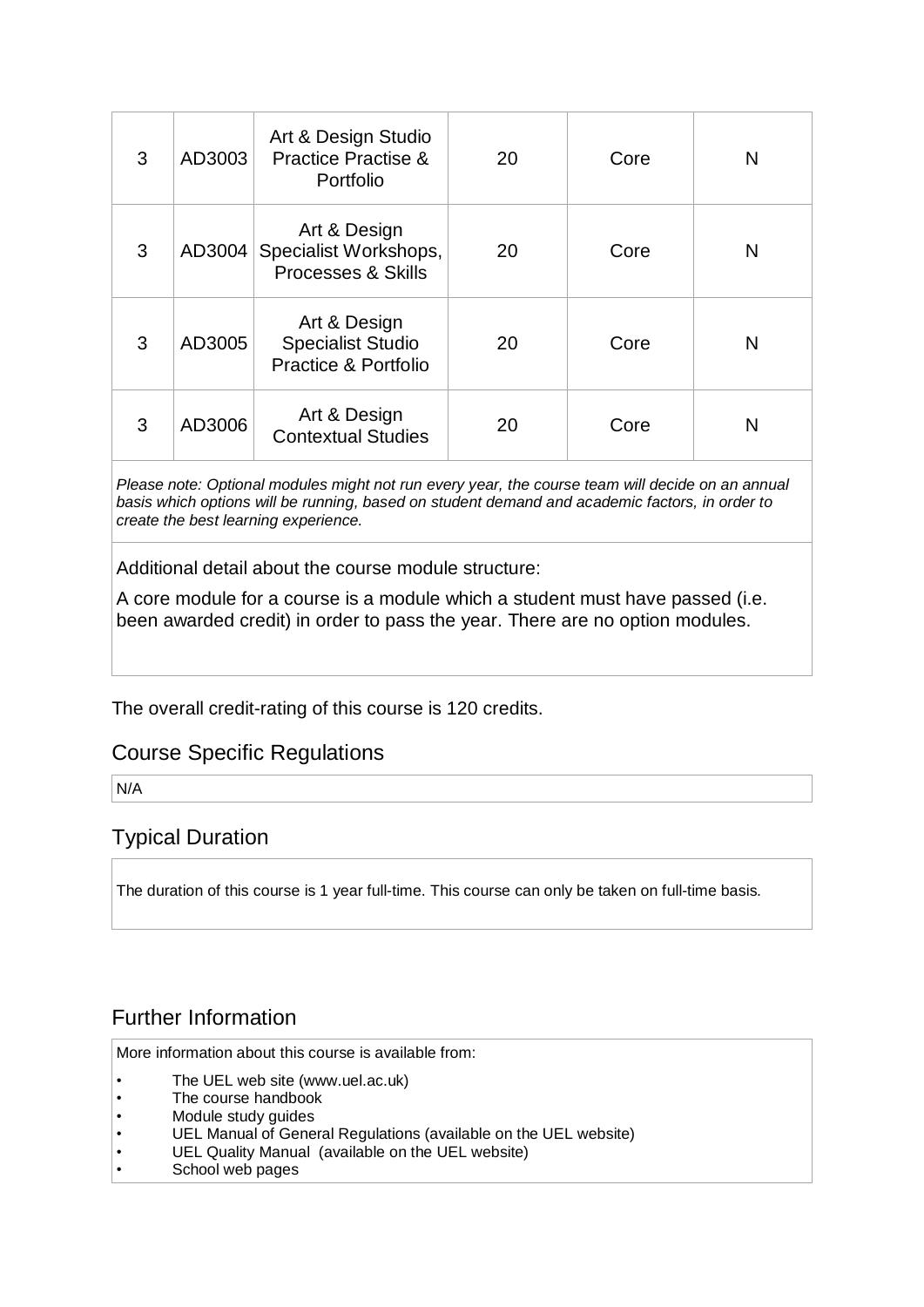| 3 | AD3003 | Art & Design Studio Practice Practise & Portfolio | 20 | Core | N |
|---|---|---|---|---|---|
| 3 | AD3004 | Art & Design Specialist Workshops, Processes & Skills | 20 | Core | N |
| 3 | AD3005 | Art & Design Specialist Studio Practice & Portfolio | 20 | Core | N |
| 3 | AD3006 | Art & Design Contextual Studies | 20 | Core | N |

*Please note: Optional modules might not run every year, the course team will decide on an annual basis which options will be running, based on student demand and academic factors, in order to create the best learning experience.*

Additional detail about the course module structure:

A core module for a course is a module which a student must have passed (i.e. been awarded credit) in order to pass the year. There are no option modules.

The overall credit-rating of this course is 120 credits.

## Course Specific Regulations

N/A

## Typical Duration

The duration of this course is 1 year full-time. This course can only be taken on full-time basis.

## Further Information

More information about this course is available from:

- The UEL web site (www.uel.ac.uk)
- The course handbook
- Module study guides
- UEL Manual of General Regulations (available on the UEL website)
- UEL Quality Manual (available on the UEL website)
- School web pages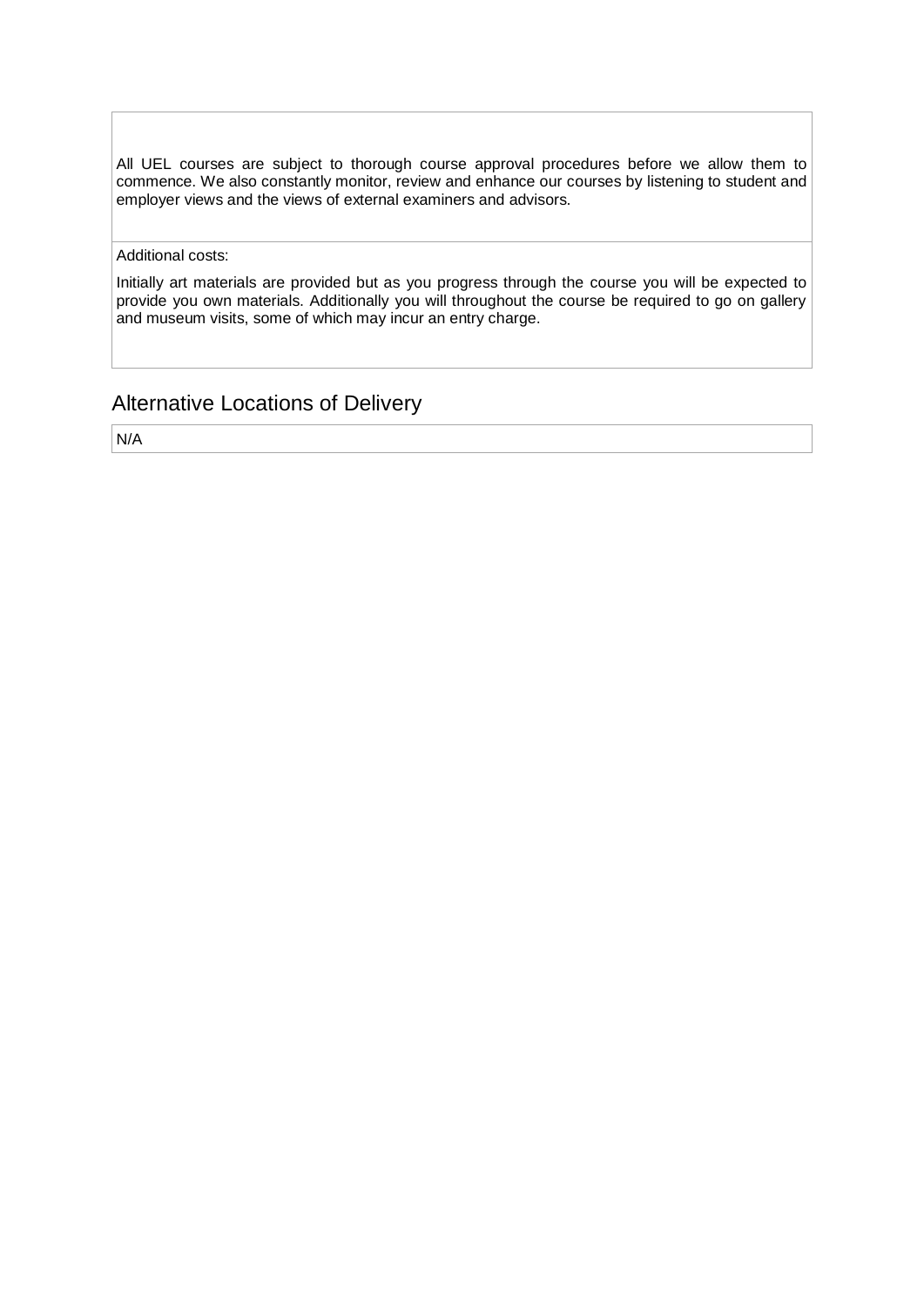All UEL courses are subject to thorough course approval procedures before we allow them to commence. We also constantly monitor, review and enhance our courses by listening to student and employer views and the views of external examiners and advisors.

Additional costs:

Initially art materials are provided but as you progress through the course you will be expected to provide you own materials. Additionally you will throughout the course be required to go on gallery and museum visits, some of which may incur an entry charge.

## Alternative Locations of Delivery

N/A